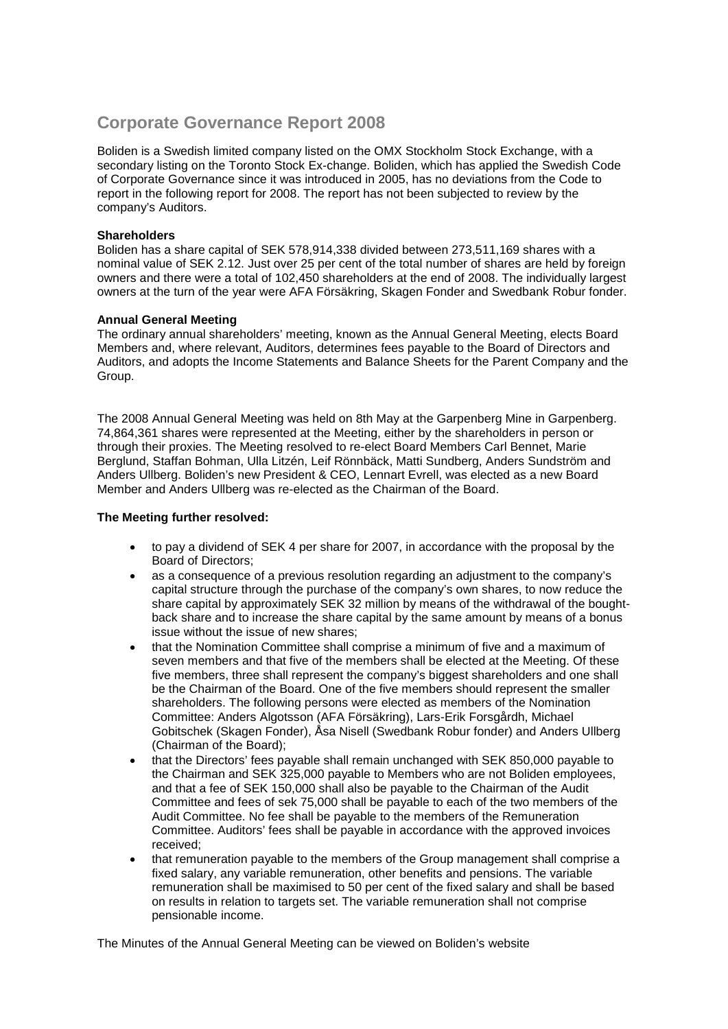# Corporate Governance Report 2008

Boliden is a Swedish limited company listed on the OMX Stockholm Stock Exchange, with a secondary listing on the Toronto Stock Ex-change. Boliden, which has applied the Swedish Code of Corporate Governance since it was introduced in 2005, has no deviations from the Code to report in the following report for 2008. The report has not been subjected to review by the company's Auditors.

**Shareholders**

Boliden has a share capital of SEK 578,914,338 divided between 273,511,169 shares with a nominal value of SEK 2.12. Just over 25 per cent of the total number of shares are held by foreign owners and there were a total of 102,450 shareholders at the end of 2008. The individually largest owners at the turn of the year were AFA Försäkring, Skagen Fonder and Swedbank Robur fonder.

**Annual General Meeting**

The ordinary annual shareholders' meeting, known as the Annual General Meeting, elects Board Members and, where relevant, Auditors, determines fees payable to the Board of Directors and Auditors, and adopts the Income Statements and Balance Sheets for the Parent Company and the Group.

The 2008 Annual General Meeting was held on 8th May at the Garpenberg Mine in Garpenberg. 74,864,361 shares were represented at the Meeting, either by the shareholders in person or through their proxies. The Meeting resolved to re-elect Board Members Carl Bennet, Marie Berglund, Staffan Bohman, Ulla Litzén, Leif Rönnbäck, Matti Sundberg, Anders Sundström and Anders Ullberg. Boliden's new President & CEO, Lennart Evrell, was elected as a new Board Member and Anders Ullberg was re-elected as the Chairman of the Board.

**The Meeting further resolved:**

- to pay a dividend of SEK 4 per share for 2007, in accordance with the proposal by the Board of Directors;
- as a consequence of a previous resolution regarding an adjustment to the company's capital structure through the purchase of the company's own shares, to now reduce the share capital by approximately SEK 32 million by means of the withdrawal of the bought-back share and to increase the share capital by the same amount by means of a bonus issue without the issue of new shares;
- that the Nomination Committee shall comprise a minimum of five and a maximum of seven members and that five of the members shall be elected at the Meeting. Of these five members, three shall represent the company's biggest shareholders and one shall be the Chairman of the Board. One of the five members should represent the smaller shareholders. The following persons were elected as members of the Nomination Committee: Anders Algotsson (AFA Försäkring), Lars-Erik Forsgårdh, Michael Gobitschek (Skagen Fonder), Åsa Nisell (Swedbank Robur fonder) and Anders Ullberg (Chairman of the Board);
- that the Directors' fees payable shall remain unchanged with SEK 850,000 payable to the Chairman and SEK 325,000 payable to Members who are not Boliden employees, and that a fee of SEK 150,000 shall also be payable to the Chairman of the Audit Committee and fees of sek 75,000 shall be payable to each of the two members of the Audit Committee. No fee shall be payable to the members of the Remuneration Committee. Auditors' fees shall be payable in accordance with the approved invoices received;
- that remuneration payable to the members of the Group management shall comprise a fixed salary, any variable remuneration, other benefits and pensions. The variable remuneration shall be maximised to 50 per cent of the fixed salary and shall be based on results in relation to targets set. The variable remuneration shall not comprise pensionable income.

The Minutes of the Annual General Meeting can be viewed on Boliden's website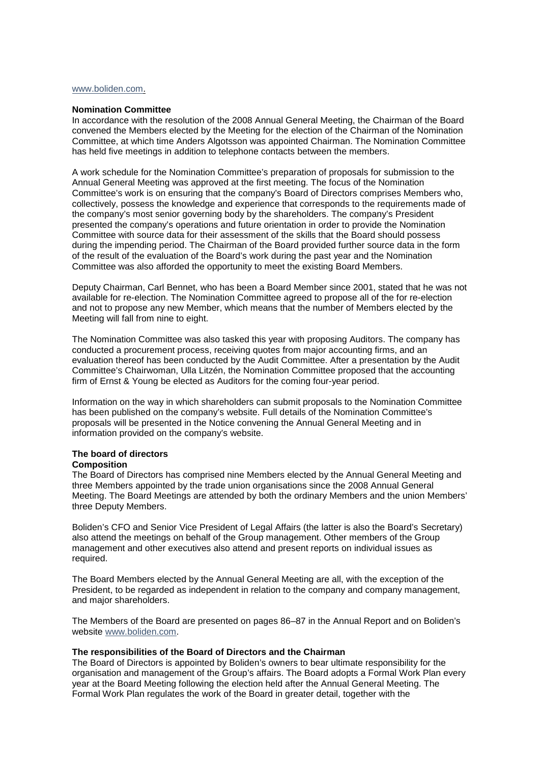www.boliden.com.

**Nomination Committee**

In accordance with the resolution of the 2008 Annual General Meeting, the Chairman of the Board convened the Members elected by the Meeting for the election of the Chairman of the Nomination Committee, at which time Anders Algotsson was appointed Chairman. The Nomination Committee has held five meetings in addition to telephone contacts between the members.

A work schedule for the Nomination Committee's preparation of proposals for submission to the Annual General Meeting was approved at the first meeting. The focus of the Nomination Committee's work is on ensuring that the company's Board of Directors comprises Members who, collectively, possess the knowledge and experience that corresponds to the requirements made of the company's most senior governing body by the shareholders. The company's President presented the company's operations and future orientation in order to provide the Nomination Committee with source data for their assessment of the skills that the Board should possess during the impending period. The Chairman of the Board provided further source data in the form of the result of the evaluation of the Board's work during the past year and the Nomination Committee was also afforded the opportunity to meet the existing Board Members.

Deputy Chairman, Carl Bennet, who has been a Board Member since 2001, stated that he was not available for re-election. The Nomination Committee agreed to propose all of the for re-election and not to propose any new Member, which means that the number of Members elected by the Meeting will fall from nine to eight.

The Nomination Committee was also tasked this year with proposing Auditors. The company has conducted a procurement process, receiving quotes from major accounting firms, and an evaluation thereof has been conducted by the Audit Committee. After a presentation by the Audit Committee's Chairwoman, Ulla Litzén, the Nomination Committee proposed that the accounting firm of Ernst & Young be elected as Auditors for the coming four-year period.

Information on the way in which shareholders can submit proposals to the Nomination Committee has been published on the company's website. Full details of the Nomination Committee's proposals will be presented in the Notice convening the Annual General Meeting and in information provided on the company's website.

**The board of directors**

**Composition**

The Board of Directors has comprised nine Members elected by the Annual General Meeting and three Members appointed by the trade union organisations since the 2008 Annual General Meeting. The Board Meetings are attended by both the ordinary Members and the union Members' three Deputy Members.

Boliden's CFO and Senior Vice President of Legal Affairs (the latter is also the Board's Secretary) also attend the meetings on behalf of the Group management. Other members of the Group management and other executives also attend and present reports on individual issues as required.

The Board Members elected by the Annual General Meeting are all, with the exception of the President, to be regarded as independent in relation to the company and company management, and major shareholders.

The Members of the Board are presented on pages 86–87 in the Annual Report and on Boliden's website www.boliden.com.

**The responsibilities of the Board of Directors and the Chairman**

The Board of Directors is appointed by Boliden's owners to bear ultimate responsibility for the organisation and management of the Group's affairs. The Board adopts a Formal Work Plan every year at the Board Meeting following the election held after the Annual General Meeting. The Formal Work Plan regulates the work of the Board in greater detail, together with the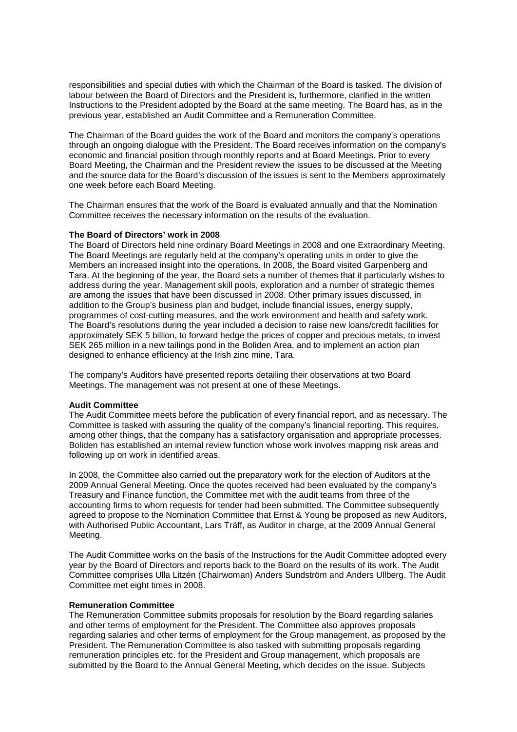responsibilities and special duties with which the Chairman of the Board is tasked. The division of labour between the Board of Directors and the President is, furthermore, clarified in the written Instructions to the President adopted by the Board at the same meeting. The Board has, as in the previous year, established an Audit Committee and a Remuneration Committee.

The Chairman of the Board guides the work of the Board and monitors the company's operations through an ongoing dialogue with the President. The Board receives information on the company's economic and financial position through monthly reports and at Board Meetings. Prior to every Board Meeting, the Chairman and the President review the issues to be discussed at the Meeting and the source data for the Board's discussion of the issues is sent to the Members approximately one week before each Board Meeting.

The Chairman ensures that the work of the Board is evaluated annually and that the Nomination Committee receives the necessary information on the results of the evaluation.

**The Board of Directors' work in 2008**

The Board of Directors held nine ordinary Board Meetings in 2008 and one Extraordinary Meeting. The Board Meetings are regularly held at the company's operating units in order to give the Members an increased insight into the operations. In 2008, the Board visited Garpenberg and Tara. At the beginning of the year, the Board sets a number of themes that it particularly wishes to address during the year. Management skill pools, exploration and a number of strategic themes are among the issues that have been discussed in 2008. Other primary issues discussed, in addition to the Group's business plan and budget, include financial issues, energy supply, programmes of cost-cutting measures, and the work environment and health and safety work. The Board's resolutions during the year included a decision to raise new loans/credit facilities for approximately SEK 5 billion, to forward hedge the prices of copper and precious metals, to invest SEK 265 million in a new tailings pond in the Boliden Area, and to implement an action plan designed to enhance efficiency at the Irish zinc mine, Tara.

The company's Auditors have presented reports detailing their observations at two Board Meetings. The management was not present at one of these Meetings.

**Audit Committee**

The Audit Committee meets before the publication of every financial report, and as necessary. The Committee is tasked with assuring the quality of the company's financial reporting. This requires, among other things, that the company has a satisfactory organisation and appropriate processes. Boliden has established an internal review function whose work involves mapping risk areas and following up on work in identified areas.

In 2008, the Committee also carried out the preparatory work for the election of Auditors at the 2009 Annual General Meeting. Once the quotes received had been evaluated by the company's Treasury and Finance function, the Committee met with the audit teams from three of the accounting firms to whom requests for tender had been submitted. The Committee subsequently agreed to propose to the Nomination Committee that Ernst & Young be proposed as new Auditors, with Authorised Public Accountant, Lars Träff, as Auditor in charge, at the 2009 Annual General Meeting.

The Audit Committee works on the basis of the Instructions for the Audit Committee adopted every year by the Board of Directors and reports back to the Board on the results of its work. The Audit Committee comprises Ulla Litzén (Chairwoman) Anders Sundström and Anders Ullberg. The Audit Committee met eight times in 2008.

**Remuneration Committee**

The Remuneration Committee submits proposals for resolution by the Board regarding salaries and other terms of employment for the President. The Committee also approves proposals regarding salaries and other terms of employment for the Group management, as proposed by the President. The Remuneration Committee is also tasked with submitting proposals regarding remuneration principles etc. for the President and Group management, which proposals are submitted by the Board to the Annual General Meeting, which decides on the issue. Subjects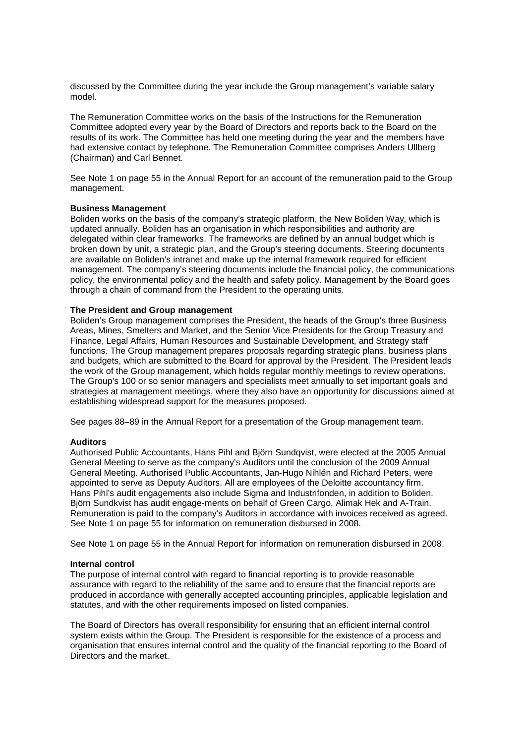discussed by the Committee during the year include the Group management's variable salary model.

The Remuneration Committee works on the basis of the Instructions for the Remuneration Committee adopted every year by the Board of Directors and reports back to the Board on the results of its work. The Committee has held one meeting during the year and the members have had extensive contact by telephone. The Remuneration Committee comprises Anders Ullberg (Chairman) and Carl Bennet.

See Note 1 on page 55 in the Annual Report for an account of the remuneration paid to the Group management.

**Business Management**

Boliden works on the basis of the company's strategic platform, the New Boliden Way, which is updated annually. Boliden has an organisation in which responsibilities and authority are delegated within clear frameworks. The frameworks are defined by an annual budget which is broken down by unit, a strategic plan, and the Group's steering documents. Steering documents are available on Boliden's intranet and make up the internal framework required for efficient management. The company's steering documents include the financial policy, the communications policy, the environmental policy and the health and safety policy. Management by the Board goes through a chain of command from the President to the operating units.

**The President and Group management**

Boliden's Group management comprises the President, the heads of the Group's three Business Areas, Mines, Smelters and Market, and the Senior Vice Presidents for the Group Treasury and Finance, Legal Affairs, Human Resources and Sustainable Development, and Strategy staff functions. The Group management prepares proposals regarding strategic plans, business plans and budgets, which are submitted to the Board for approval by the President. The President leads the work of the Group management, which holds regular monthly meetings to review operations. The Group's 100 or so senior managers and specialists meet annually to set important goals and strategies at management meetings, where they also have an opportunity for discussions aimed at establishing widespread support for the measures proposed.

See pages 88–89 in the Annual Report for a presentation of the Group management team.

**Auditors**

Authorised Public Accountants, Hans Pihl and Björn Sundqvist, were elected at the 2005 Annual General Meeting to serve as the company's Auditors until the conclusion of the 2009 Annual General Meeting. Authorised Public Accountants, Jan-Hugo Nihlén and Richard Peters, were appointed to serve as Deputy Auditors. All are employees of the Deloitte accountancy firm. Hans Pihl's audit engagements also include Sigma and Industrifonden, in addition to Boliden. Björn Sundkvist has audit engage-ments on behalf of Green Cargo, Alimak Hek and A-Train. Remuneration is paid to the company's Auditors in accordance with invoices received as agreed. See Note 1 on page 55 for information on remuneration disbursed in 2008.

See Note 1 on page 55 in the Annual Report for information on remuneration disbursed in 2008.

**Internal control**

The purpose of internal control with regard to financial reporting is to provide reasonable assurance with regard to the reliability of the same and to ensure that the financial reports are produced in accordance with generally accepted accounting principles, applicable legislation and statutes, and with the other requirements imposed on listed companies.

The Board of Directors has overall responsibility for ensuring that an efficient internal control system exists within the Group. The President is responsible for the existence of a process and organisation that ensures internal control and the quality of the financial reporting to the Board of Directors and the market.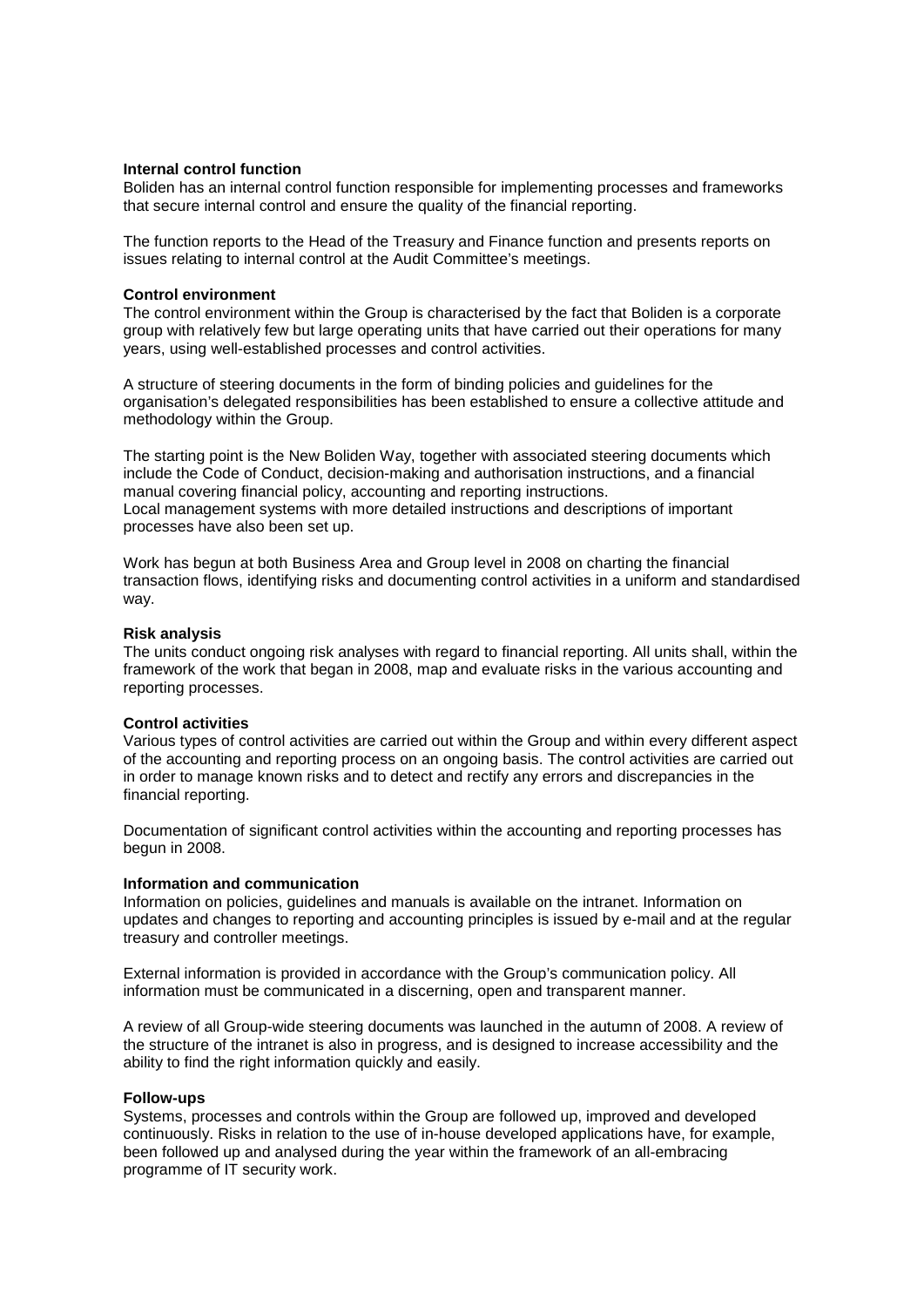**Internal control function**

Boliden has an internal control function responsible for implementing processes and frameworks that secure internal control and ensure the quality of the financial reporting.

The function reports to the Head of the Treasury and Finance function and presents reports on issues relating to internal control at the Audit Committee's meetings.

**Control environment**

The control environment within the Group is characterised by the fact that Boliden is a corporate group with relatively few but large operating units that have carried out their operations for many years, using well-established processes and control activities.

A structure of steering documents in the form of binding policies and guidelines for the organisation's delegated responsibilities has been established to ensure a collective attitude and methodology within the Group.

The starting point is the New Boliden Way, together with associated steering documents which include the Code of Conduct, decision-making and authorisation instructions, and a financial manual covering financial policy, accounting and reporting instructions.
Local management systems with more detailed instructions and descriptions of important processes have also been set up.

Work has begun at both Business Area and Group level in 2008 on charting the financial transaction flows, identifying risks and documenting control activities in a uniform and standardised way.

**Risk analysis**

The units conduct ongoing risk analyses with regard to financial reporting. All units shall, within the framework of the work that began in 2008, map and evaluate risks in the various accounting and reporting processes.

**Control activities**

Various types of control activities are carried out within the Group and within every different aspect of the accounting and reporting process on an ongoing basis. The control activities are carried out in order to manage known risks and to detect and rectify any errors and discrepancies in the financial reporting.

Documentation of significant control activities within the accounting and reporting processes has begun in 2008.

**Information and communication**

Information on policies, guidelines and manuals is available on the intranet. Information on updates and changes to reporting and accounting principles is issued by e-mail and at the regular treasury and controller meetings.

External information is provided in accordance with the Group's communication policy. All information must be communicated in a discerning, open and transparent manner.

A review of all Group-wide steering documents was launched in the autumn of 2008. A review of the structure of the intranet is also in progress, and is designed to increase accessibility and the ability to find the right information quickly and easily.

**Follow-ups**

Systems, processes and controls within the Group are followed up, improved and developed continuously. Risks in relation to the use of in-house developed applications have, for example, been followed up and analysed during the year within the framework of an all-embracing programme of IT security work.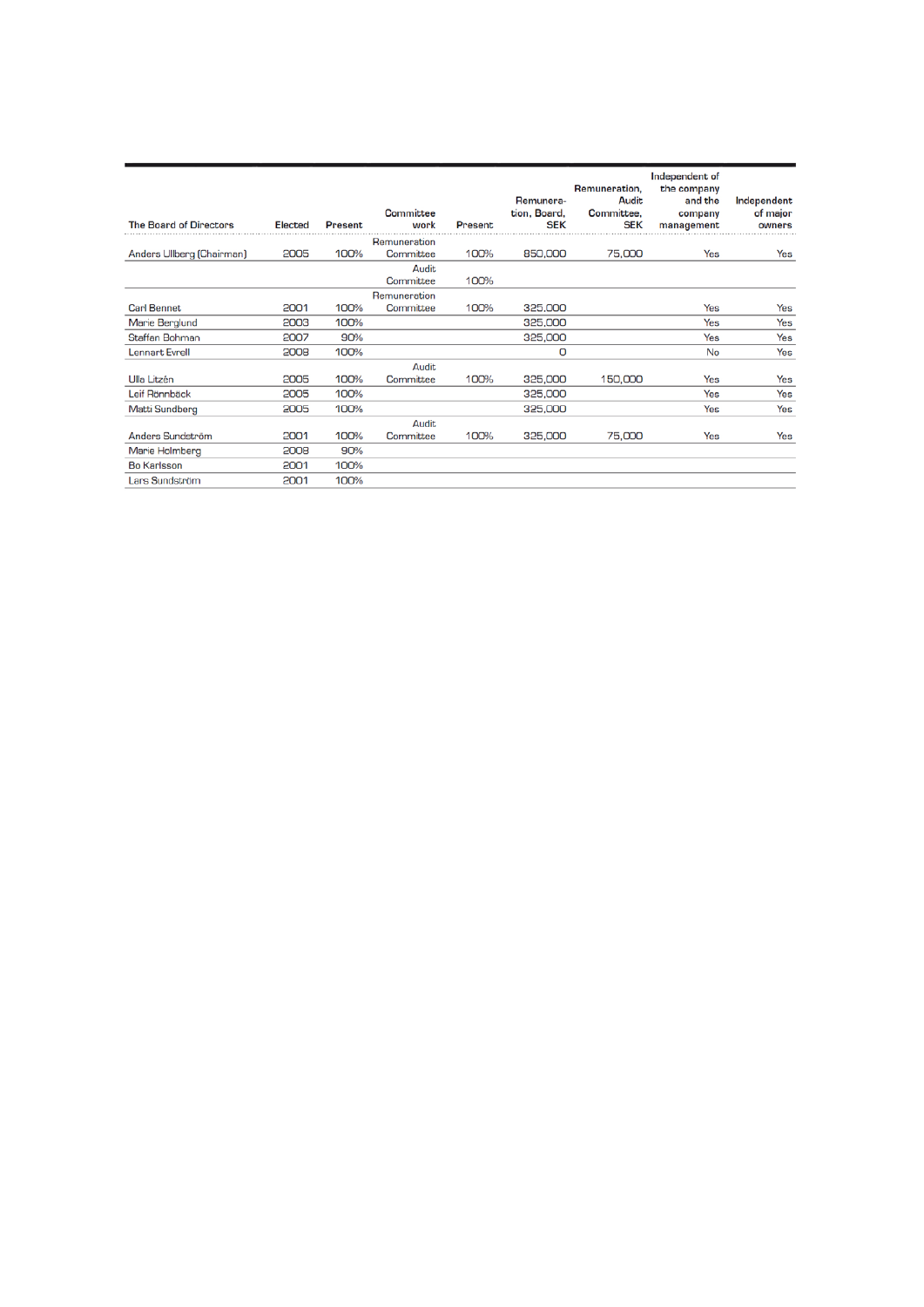| The Board of Directors | Elected | Present | Committee work | Present | Remuneration, Board, SEK | Remuneration, Audit Committee, SEK | Independent of the company and the company management | Independent of major owners |
|---|---|---|---|---|---|---|---|---|
| Anders Ullberg (Chairman) | 2005 | 100% | Remuneration Committee | 100% | 850,000 | 75,000 | Yes | Yes |
| | | | Audit Committee | 100% | | | | |
| Carl Bennet | 2001 | 100% | Remuneration Committee | 100% | 325,000 | | Yes | Yes |
| Marie Berglund | 2003 | 100% | | | 325,000 | | Yes | Yes |
| Staffan Bohman | 2007 | 90% | | | 325,000 | | Yes | Yes |
| Lennart Evrell | 2008 | 100% | | | 0 | | No | Yes |
| Ulla Litzén | 2005 | 100% | Audit Committee | 100% | 325,000 | 150,000 | Yes | Yes |
| Leif Rönnbäck | 2005 | 100% | | | 325,000 | | Yes | Yes |
| Matti Sundberg | 2005 | 100% | | | 325,000 | | Yes | Yes |
| Anders Sundström | 2001 | 100% | Audit Committee | 100% | 325,000 | 75,000 | Yes | Yes |
| Marie Holmberg | 2008 | 90% | | | | | | |
| Bo Karlsson | 2001 | 100% | | | | | | |
| Lars Sundström | 2001 | 100% | | | | | | |